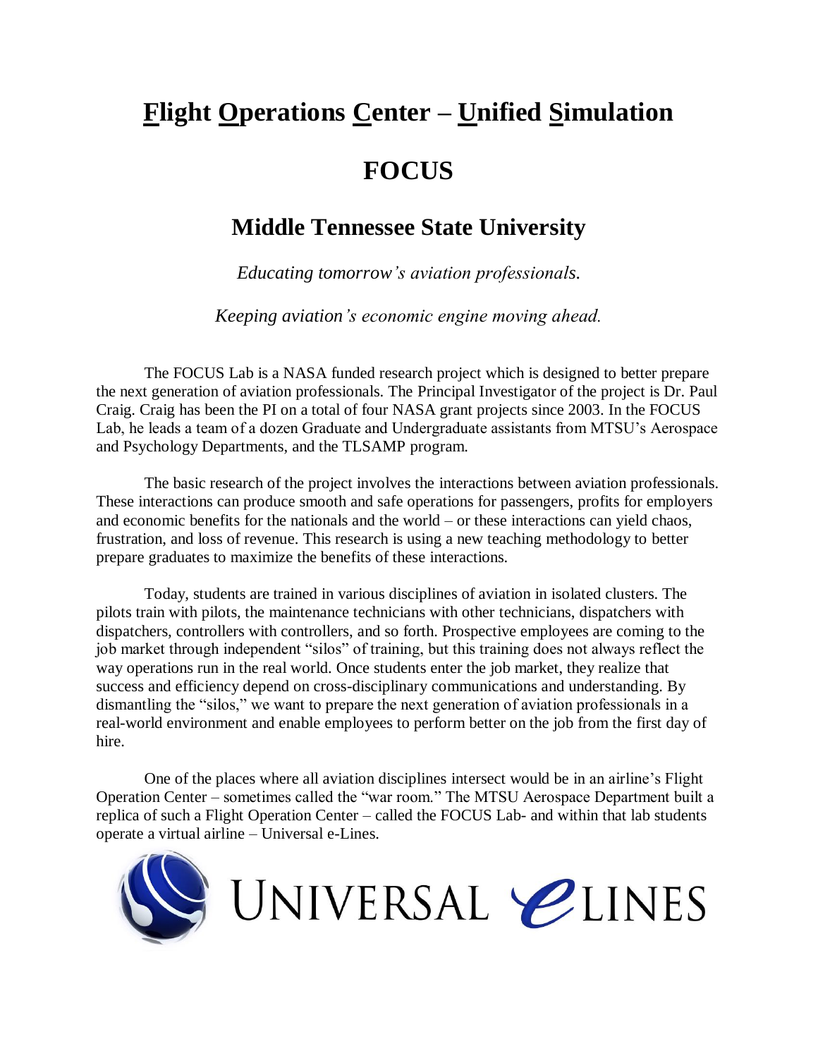# **F**light **O**perations **C**enter – **U**nified **S**imulation

# FOCUS

## Middle Tennessee State University

*Educating tomorrow's aviation professionals.*

*Keeping aviation's economic engine moving ahead.*

The FOCUS Lab is a NASA funded research project which is designed to better prepare the next generation of aviation professionals. The Principal Investigator of the project is Dr. Paul Craig. Craig has been the PI on a total of four NASA grant projects since 2003. In the FOCUS Lab, he leads a team of a dozen Graduate and Undergraduate assistants from MTSU's Aerospace and Psychology Departments, and the TLSAMP program.

The basic research of the project involves the interactions between aviation professionals. These interactions can produce smooth and safe operations for passengers, profits for employers and economic benefits for the nationals and the world – or these interactions can yield chaos, frustration, and loss of revenue. This research is using a new teaching methodology to better prepare graduates to maximize the benefits of these interactions.

Today, students are trained in various disciplines of aviation in isolated clusters. The pilots train with pilots, the maintenance technicians with other technicians, dispatchers with dispatchers, controllers with controllers, and so forth. Prospective employees are coming to the job market through independent "silos" of training, but this training does not always reflect the way operations run in the real world. Once students enter the job market, they realize that success and efficiency depend on cross-disciplinary communications and understanding. By dismantling the "silos," we want to prepare the next generation of aviation professionals in a real-world environment and enable employees to perform better on the job from the first day of hire.

One of the places where all aviation disciplines intersect would be in an airline's Flight Operation Center – sometimes called the "war room." The MTSU Aerospace Department built a replica of such a Flight Operation Center – called the FOCUS Lab- and within that lab students operate a virtual airline – Universal e-Lines.

UNIVERSAL *e*LINES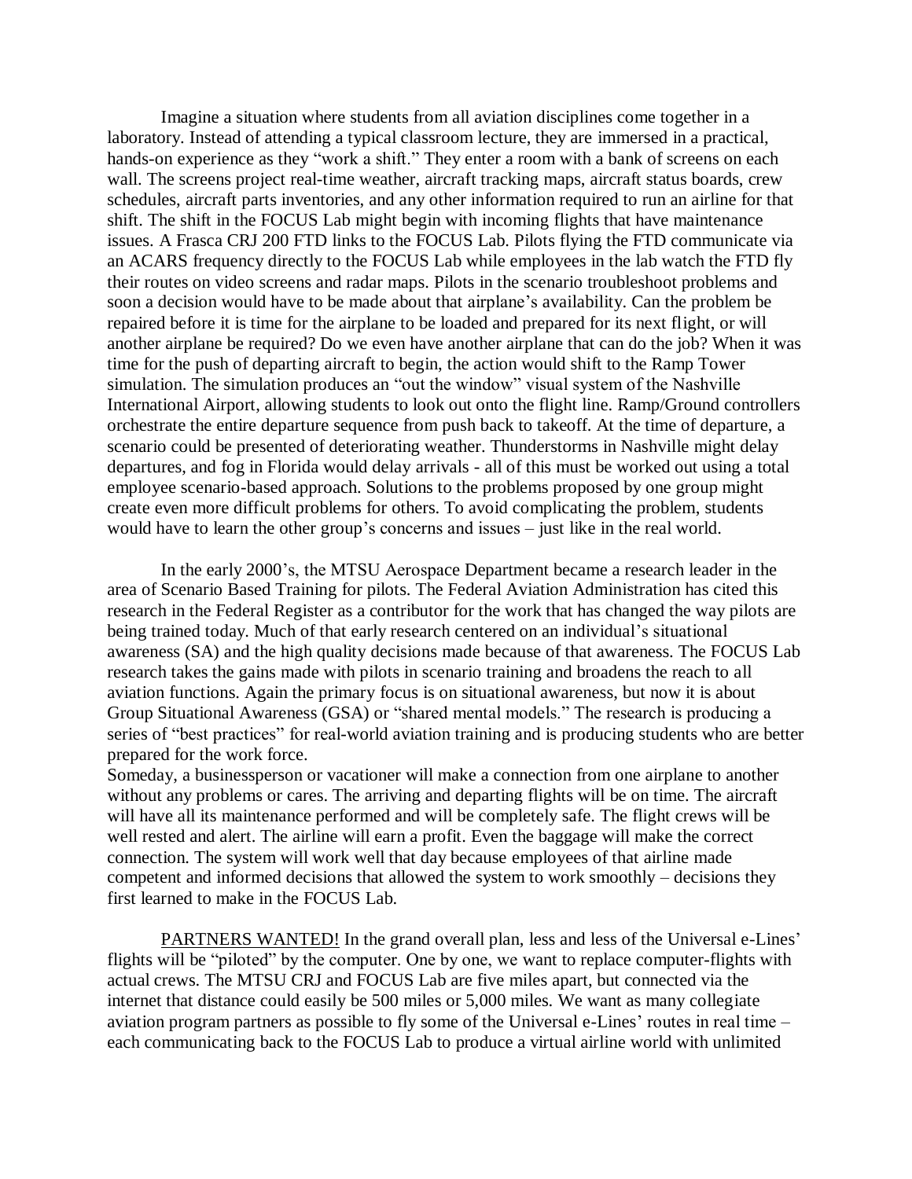Imagine a situation where students from all aviation disciplines come together in a laboratory. Instead of attending a typical classroom lecture, they are immersed in a practical, hands-on experience as they "work a shift." They enter a room with a bank of screens on each wall. The screens project real-time weather, aircraft tracking maps, aircraft status boards, crew schedules, aircraft parts inventories, and any other information required to run an airline for that shift. The shift in the FOCUS Lab might begin with incoming flights that have maintenance issues. A Frasca CRJ 200 FTD links to the FOCUS Lab. Pilots flying the FTD communicate via an ACARS frequency directly to the FOCUS Lab while employees in the lab watch the FTD fly their routes on video screens and radar maps. Pilots in the scenario troubleshoot problems and soon a decision would have to be made about that airplane's availability. Can the problem be repaired before it is time for the airplane to be loaded and prepared for its next flight, or will another airplane be required? Do we even have another airplane that can do the job? When it was time for the push of departing aircraft to begin, the action would shift to the Ramp Tower simulation. The simulation produces an "out the window" visual system of the Nashville International Airport, allowing students to look out onto the flight line. Ramp/Ground controllers orchestrate the entire departure sequence from push back to takeoff. At the time of departure, a scenario could be presented of deteriorating weather. Thunderstorms in Nashville might delay departures, and fog in Florida would delay arrivals - all of this must be worked out using a total employee scenario-based approach. Solutions to the problems proposed by one group might create even more difficult problems for others. To avoid complicating the problem, students would have to learn the other group's concerns and issues – just like in the real world.

In the early 2000's, the MTSU Aerospace Department became a research leader in the area of Scenario Based Training for pilots. The Federal Aviation Administration has cited this research in the Federal Register as a contributor for the work that has changed the way pilots are being trained today. Much of that early research centered on an individual's situational awareness (SA) and the high quality decisions made because of that awareness. The FOCUS Lab research takes the gains made with pilots in scenario training and broadens the reach to all aviation functions. Again the primary focus is on situational awareness, but now it is about Group Situational Awareness (GSA) or "shared mental models." The research is producing a series of "best practices" for real-world aviation training and is producing students who are better prepared for the work force.

Someday, a businessperson or vacationer will make a connection from one airplane to another without any problems or cares. The arriving and departing flights will be on time. The aircraft will have all its maintenance performed and will be completely safe. The flight crews will be well rested and alert. The airline will earn a profit. Even the baggage will make the correct connection. The system will work well that day because employees of that airline made competent and informed decisions that allowed the system to work smoothly – decisions they first learned to make in the FOCUS Lab.

<u>PARTNERS WANTED!</u> In the grand overall plan, less and less of the Universal e-Lines' flights will be "piloted" by the computer. One by one, we want to replace computer-flights with actual crews. The MTSU CRJ and FOCUS Lab are five miles apart, but connected via the internet that distance could easily be 500 miles or 5,000 miles. We want as many collegiate aviation program partners as possible to fly some of the Universal e-Lines' routes in real time – each communicating back to the FOCUS Lab to produce a virtual airline world with unlimited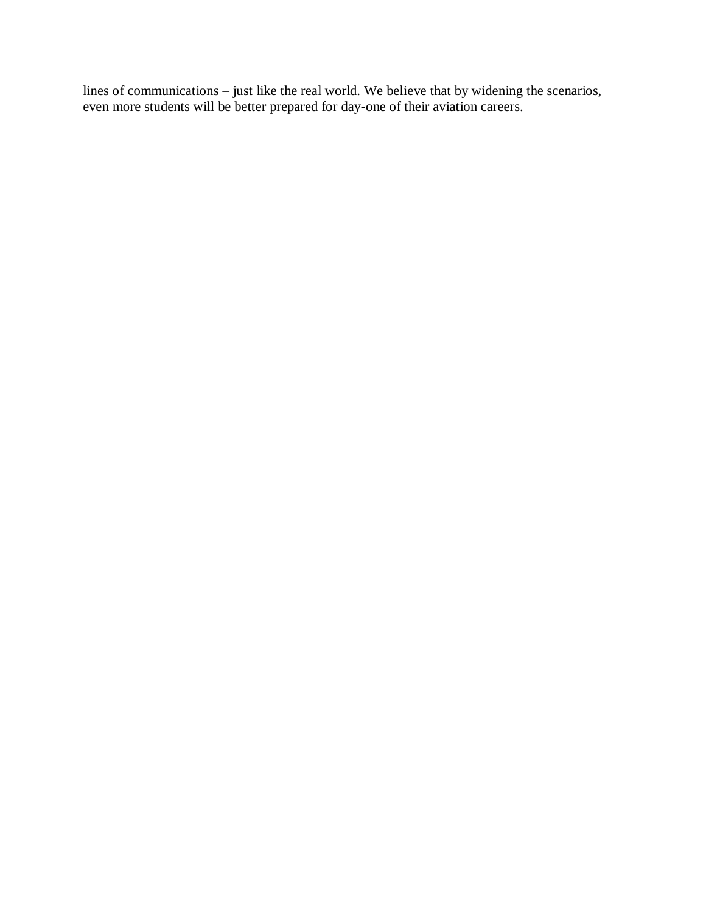lines of communications – just like the real world. We believe that by widening the scenarios, even more students will be better prepared for day-one of their aviation careers.